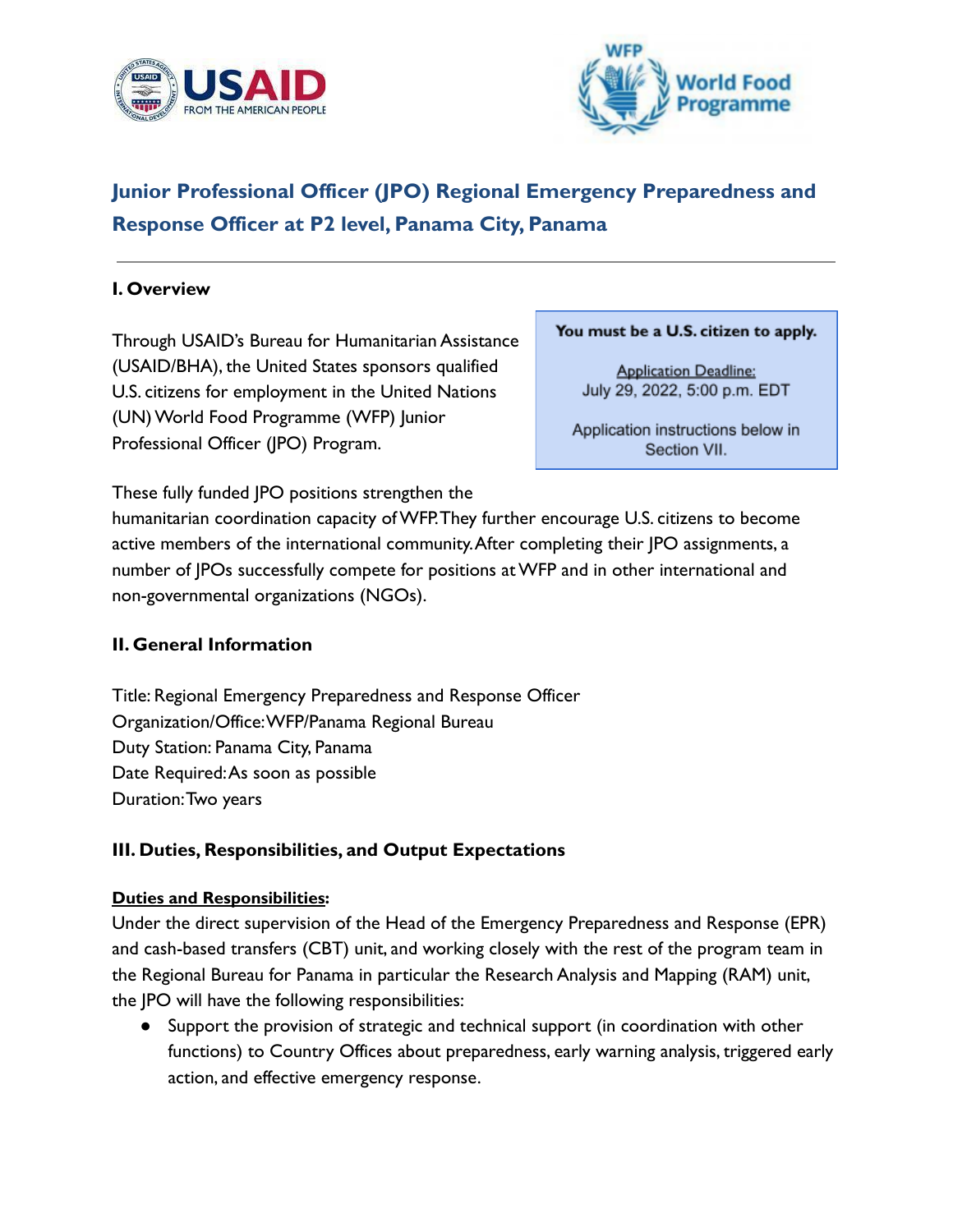# Junior Professional Officer (JPO) Regional Emergency Preparedness and Response Officer at P2 level, Panama City, Panama

## I. Overview

**You must be a U.S. citizen to apply.**

Application Deadline:
July 29, 2022, 5:00 p.m. EDT

Application instructions below in Section VII.

Through USAID's Bureau for Humanitarian Assistance (USAID/BHA), the United States sponsors qualified U.S. citizens for employment in the United Nations (UN) World Food Programme (WFP) Junior Professional Officer (JPO) Program.

These fully funded JPO positions strengthen the humanitarian coordination capacity of WFP. They further encourage U.S. citizens to become active members of the international community. After completing their JPO assignments, a number of JPOs successfully compete for positions at WFP and in other international and non-governmental organizations (NGOs).

## II. General Information

Title: Regional Emergency Preparedness and Response Officer
Organization/Office: WFP/Panama Regional Bureau
Duty Station: Panama City, Panama
Date Required: As soon as possible
Duration: Two years

## III. Duties, Responsibilities, and Output Expectations

**Duties and Responsibilities:**
Under the direct supervision of the Head of the Emergency Preparedness and Response (EPR) and cash-based transfers (CBT) unit, and working closely with the rest of the program team in the Regional Bureau for Panama in particular the Research Analysis and Mapping (RAM) unit, the JPO will have the following responsibilities:

- Support the provision of strategic and technical support (in coordination with other functions) to Country Offices about preparedness, early warning analysis, triggered early action, and effective emergency response.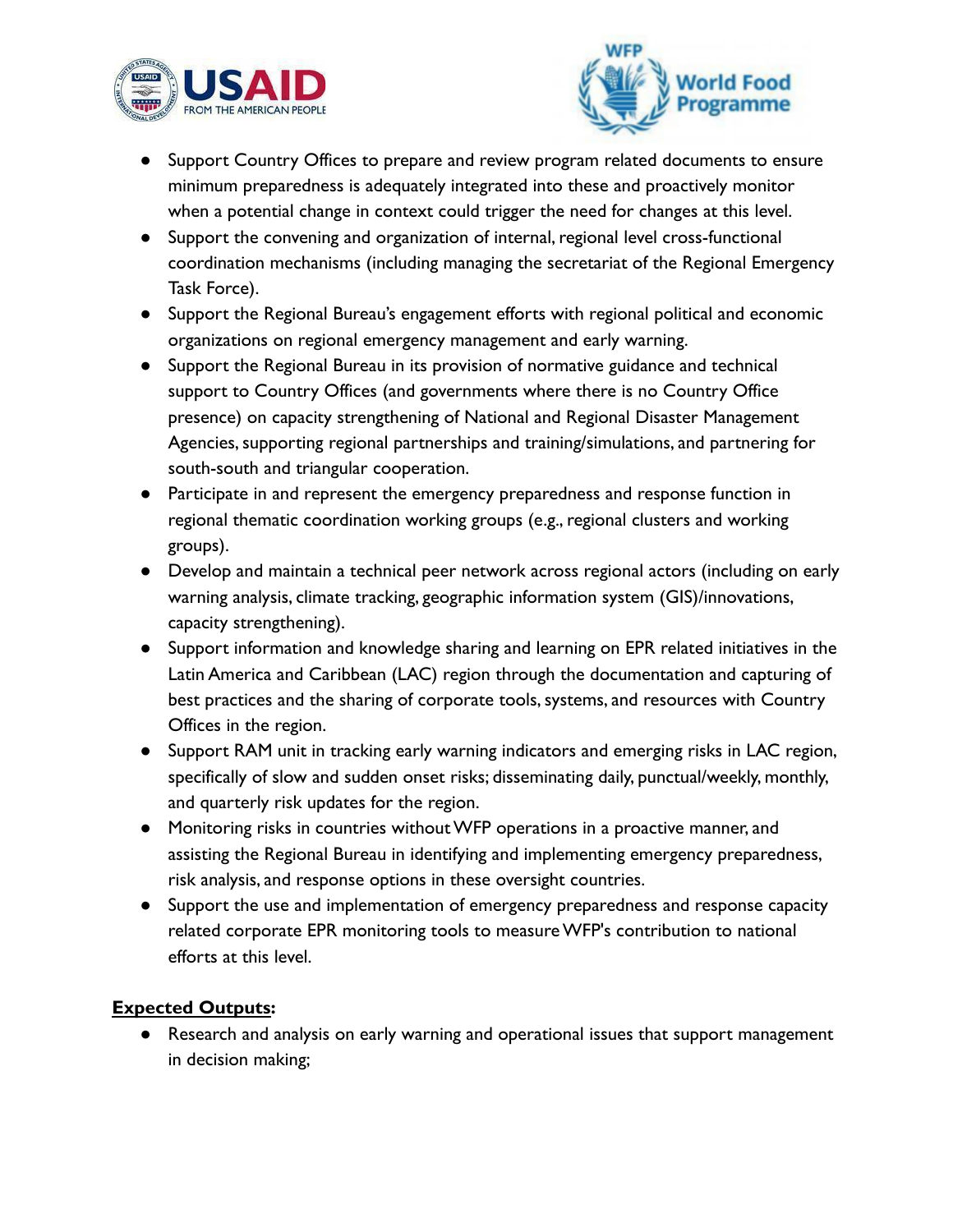- Support Country Offices to prepare and review program related documents to ensure minimum preparedness is adequately integrated into these and proactively monitor when a potential change in context could trigger the need for changes at this level.
- Support the convening and organization of internal, regional level cross-functional coordination mechanisms (including managing the secretariat of the Regional Emergency Task Force).
- Support the Regional Bureau's engagement efforts with regional political and economic organizations on regional emergency management and early warning.
- Support the Regional Bureau in its provision of normative guidance and technical support to Country Offices (and governments where there is no Country Office presence) on capacity strengthening of National and Regional Disaster Management Agencies, supporting regional partnerships and training/simulations, and partnering for south-south and triangular cooperation.
- Participate in and represent the emergency preparedness and response function in regional thematic coordination working groups (e.g., regional clusters and working groups).
- Develop and maintain a technical peer network across regional actors (including on early warning analysis, climate tracking, geographic information system (GIS)/innovations, capacity strengthening).
- Support information and knowledge sharing and learning on EPR related initiatives in the Latin America and Caribbean (LAC) region through the documentation and capturing of best practices and the sharing of corporate tools, systems, and resources with Country Offices in the region.
- Support RAM unit in tracking early warning indicators and emerging risks in LAC region, specifically of slow and sudden onset risks; disseminating daily, punctual/weekly, monthly, and quarterly risk updates for the region.
- Monitoring risks in countries without WFP operations in a proactive manner, and assisting the Regional Bureau in identifying and implementing emergency preparedness, risk analysis, and response options in these oversight countries.
- Support the use and implementation of emergency preparedness and response capacity related corporate EPR monitoring tools to measure WFP's contribution to national efforts at this level.

**Expected Outputs:**

- Research and analysis on early warning and operational issues that support management in decision making;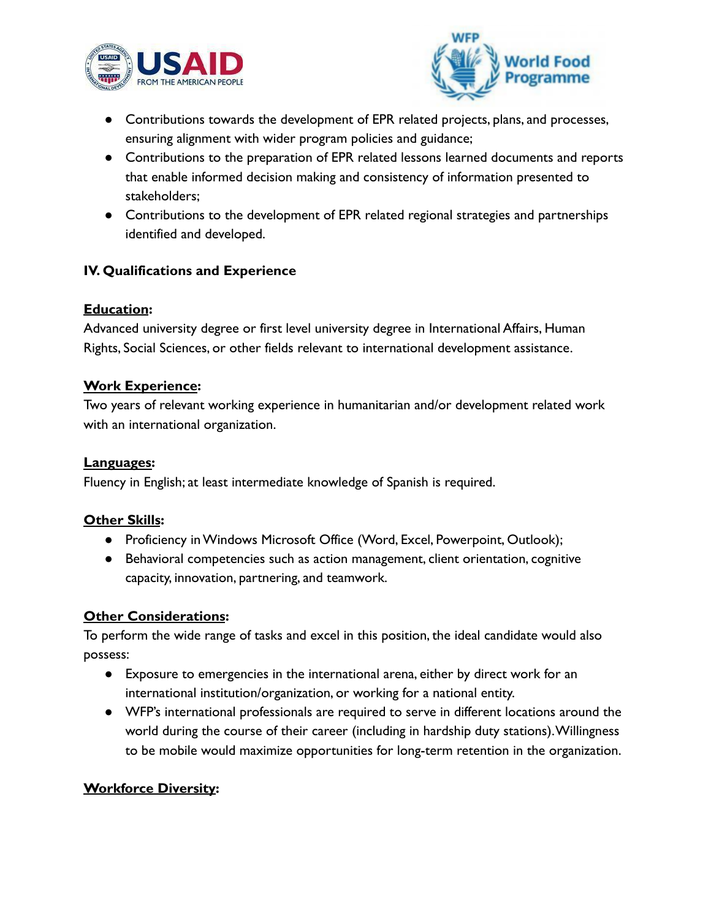- Contributions towards the development of EPR related projects, plans, and processes, ensuring alignment with wider program policies and guidance;
- Contributions to the preparation of EPR related lessons learned documents and reports that enable informed decision making and consistency of information presented to stakeholders;
- Contributions to the development of EPR related regional strategies and partnerships identified and developed.

## IV. Qualifications and Experience

**Education:**
Advanced university degree or first level university degree in International Affairs, Human Rights, Social Sciences, or other fields relevant to international development assistance.

**Work Experience:**
Two years of relevant working experience in humanitarian and/or development related work with an international organization.

**Languages:**
Fluency in English; at least intermediate knowledge of Spanish is required.

**Other Skills:**

- Proficiency in Windows Microsoft Office (Word, Excel, Powerpoint, Outlook);
- Behavioral competencies such as action management, client orientation, cognitive capacity, innovation, partnering, and teamwork.

**Other Considerations:**
To perform the wide range of tasks and excel in this position, the ideal candidate would also possess:

- Exposure to emergencies in the international arena, either by direct work for an international institution/organization, or working for a national entity.
- WFP's international professionals are required to serve in different locations around the world during the course of their career (including in hardship duty stations). Willingness to be mobile would maximize opportunities for long-term retention in the organization.

**Workforce Diversity:**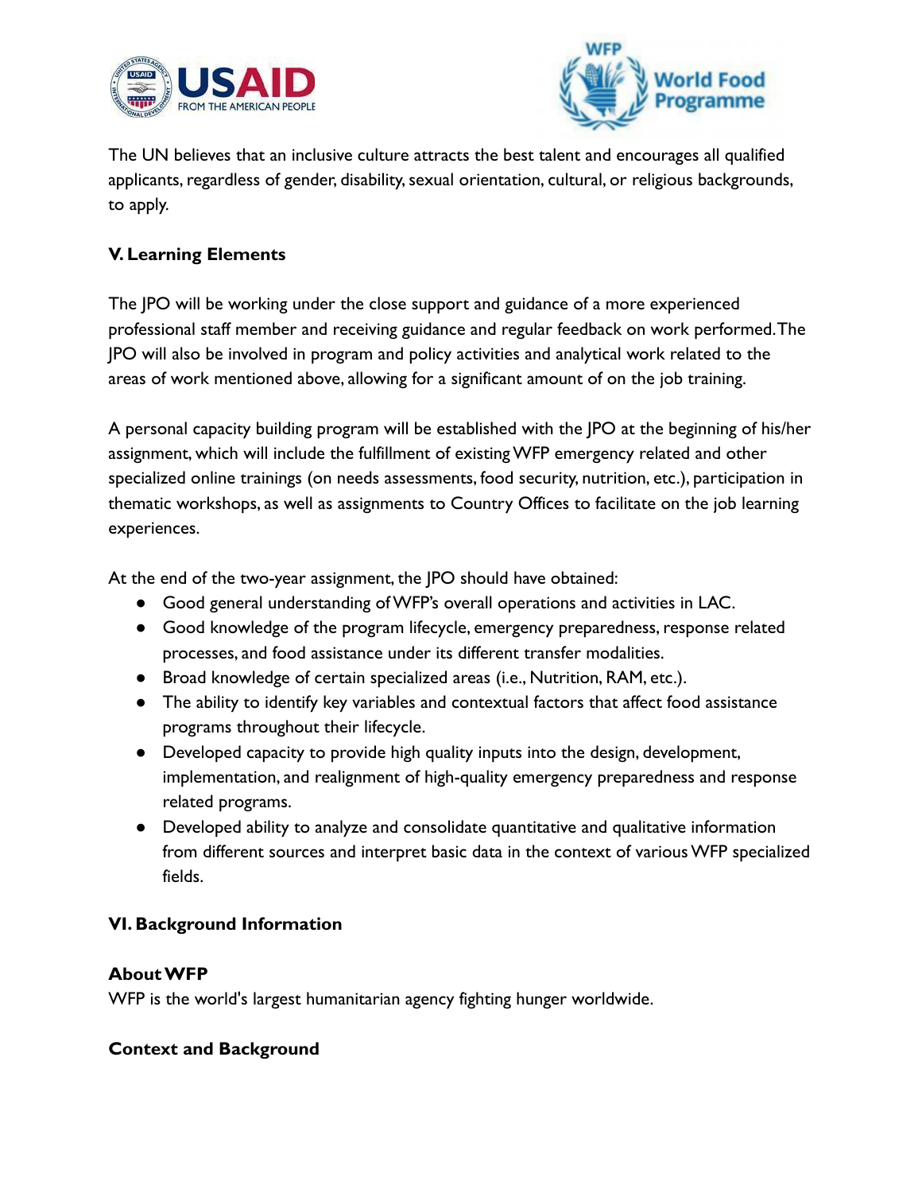The UN believes that an inclusive culture attracts the best talent and encourages all qualified applicants, regardless of gender, disability, sexual orientation, cultural, or religious backgrounds, to apply.

## V. Learning Elements

The JPO will be working under the close support and guidance of a more experienced professional staff member and receiving guidance and regular feedback on work performed. The JPO will also be involved in program and policy activities and analytical work related to the areas of work mentioned above, allowing for a significant amount of on the job training.

A personal capacity building program will be established with the JPO at the beginning of his/her assignment, which will include the fulfillment of existing WFP emergency related and other specialized online trainings (on needs assessments, food security, nutrition, etc.), participation in thematic workshops, as well as assignments to Country Offices to facilitate on the job learning experiences.

At the end of the two-year assignment, the JPO should have obtained:

- Good general understanding of WFP's overall operations and activities in LAC.
- Good knowledge of the program lifecycle, emergency preparedness, response related processes, and food assistance under its different transfer modalities.
- Broad knowledge of certain specialized areas (i.e., Nutrition, RAM, etc.).
- The ability to identify key variables and contextual factors that affect food assistance programs throughout their lifecycle.
- Developed capacity to provide high quality inputs into the design, development, implementation, and realignment of high-quality emergency preparedness and response related programs.
- Developed ability to analyze and consolidate quantitative and qualitative information from different sources and interpret basic data in the context of various WFP specialized fields.

## VI. Background Information

### About WFP

WFP is the world's largest humanitarian agency fighting hunger worldwide.

### Context and Background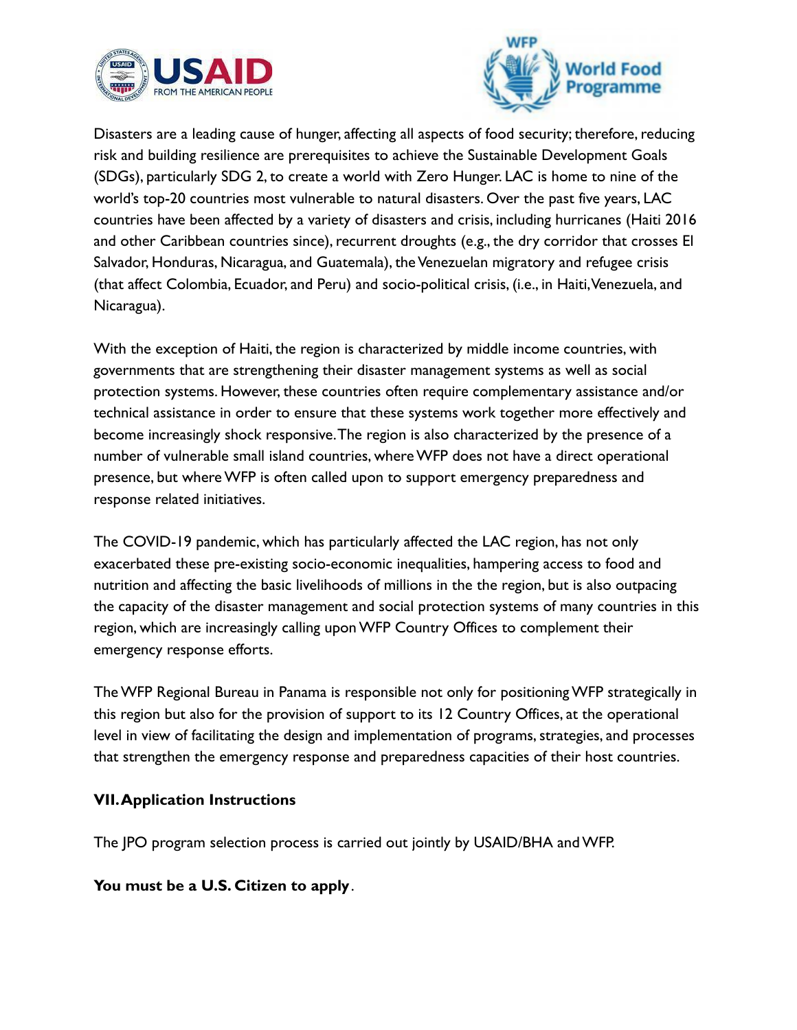Disasters are a leading cause of hunger, affecting all aspects of food security; therefore, reducing risk and building resilience are prerequisites to achieve the Sustainable Development Goals (SDGs), particularly SDG 2, to create a world with Zero Hunger. LAC is home to nine of the world's top-20 countries most vulnerable to natural disasters. Over the past five years, LAC countries have been affected by a variety of disasters and crisis, including hurricanes (Haiti 2016 and other Caribbean countries since), recurrent droughts (e.g., the dry corridor that crosses El Salvador, Honduras, Nicaragua, and Guatemala), the Venezuelan migratory and refugee crisis (that affect Colombia, Ecuador, and Peru) and socio-political crisis, (i.e., in Haiti, Venezuela, and Nicaragua).

With the exception of Haiti, the region is characterized by middle income countries, with governments that are strengthening their disaster management systems as well as social protection systems. However, these countries often require complementary assistance and/or technical assistance in order to ensure that these systems work together more effectively and become increasingly shock responsive. The region is also characterized by the presence of a number of vulnerable small island countries, where WFP does not have a direct operational presence, but where WFP is often called upon to support emergency preparedness and response related initiatives.

The COVID-19 pandemic, which has particularly affected the LAC region, has not only exacerbated these pre-existing socio-economic inequalities, hampering access to food and nutrition and affecting the basic livelihoods of millions in the the region, but is also outpacing the capacity of the disaster management and social protection systems of many countries in this region, which are increasingly calling upon WFP Country Offices to complement their emergency response efforts.

The WFP Regional Bureau in Panama is responsible not only for positioning WFP strategically in this region but also for the provision of support to its 12 Country Offices, at the operational level in view of facilitating the design and implementation of programs, strategies, and processes that strengthen the emergency response and preparedness capacities of their host countries.

## VII. Application Instructions

The JPO program selection process is carried out jointly by USAID/BHA and WFP.

**You must be a U.S. Citizen to apply**.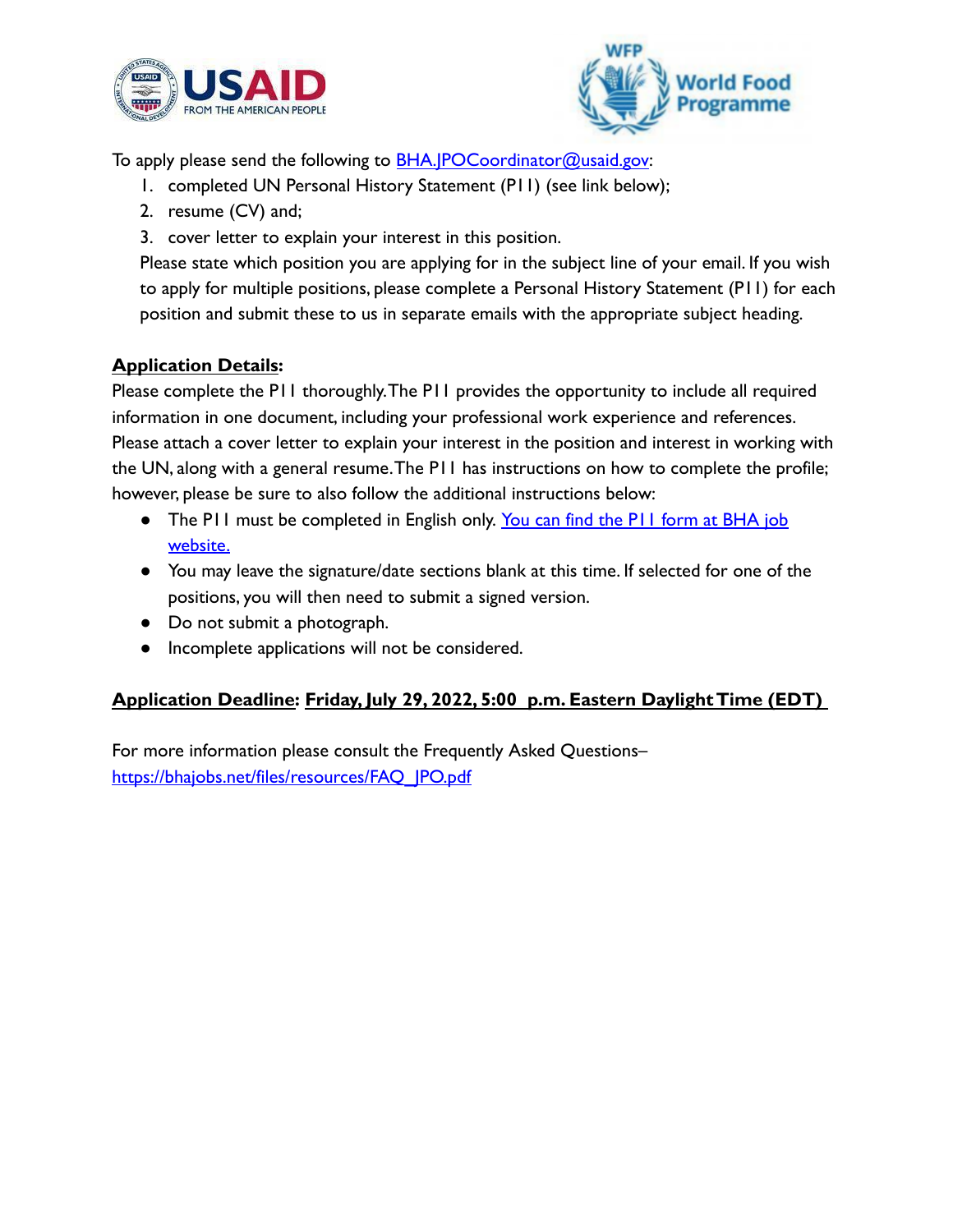To apply please send the following to [BHA.JPOCoordinator@usaid.gov](mailto:BHA.JPOCoordinator@usaid.gov):

1. completed UN Personal History Statement (P11) (see link below);
2. resume (CV) and;
3. cover letter to explain your interest in this position.

Please state which position you are applying for in the subject line of your email. If you wish to apply for multiple positions, please complete a Personal History Statement (P11) for each position and submit these to us in separate emails with the appropriate subject heading.

**Application Details:**

Please complete the P11 thoroughly. The P11 provides the opportunity to include all required information in one document, including your professional work experience and references. Please attach a cover letter to explain your interest in the position and interest in working with the UN, along with a general resume. The P11 has instructions on how to complete the profile; however, please be sure to also follow the additional instructions below:

- The P11 must be completed in English only. You can find the P11 form at BHA job website.
- You may leave the signature/date sections blank at this time. If selected for one of the positions, you will then need to submit a signed version.
- Do not submit a photograph.
- Incomplete applications will not be considered.

**Application Deadline: Friday, July 29, 2022, 5:00 p.m. Eastern Daylight Time (EDT)**

For more information please consult the Frequently Asked Questions– https://bhajobs.net/files/resources/FAQ_JPO.pdf